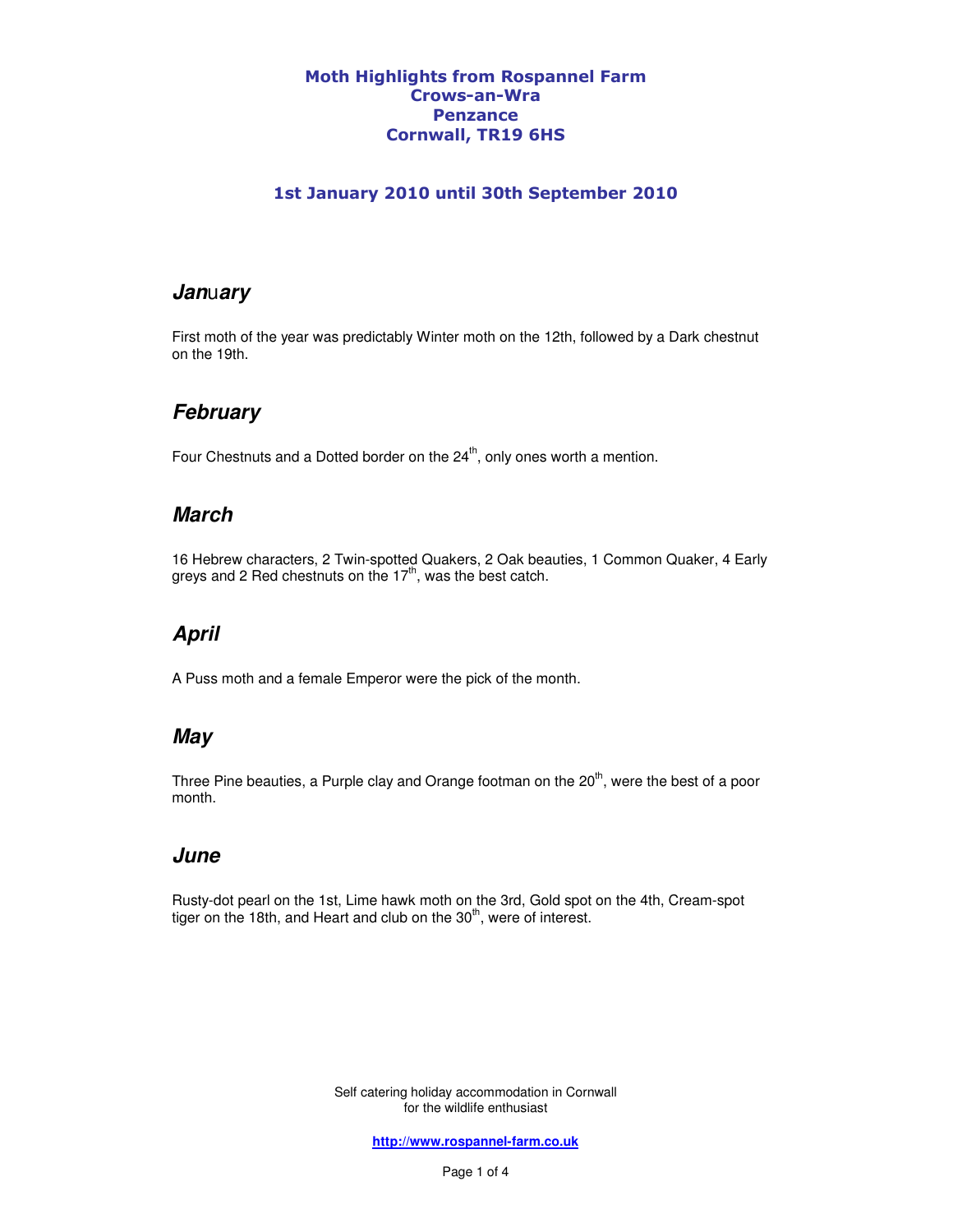# Moth Highlights from Rospannel Farm
# Crows-an-Wra
# Penzance
# Cornwall, TR19 6HS

### 1st January 2010 until 30th September 2010

## January

First moth of the year was predictably Winter moth on the 12th, followed by a Dark chestnut on the 19th.

## February

Four Chestnuts and a Dotted border on the 24th, only ones worth a mention.

## March

16 Hebrew characters, 2 Twin-spotted Quakers, 2 Oak beauties, 1 Common Quaker, 4 Early greys and 2 Red chestnuts on the 17th, was the best catch.

## April

A Puss moth and a female Emperor were the pick of the month.

## May

Three Pine beauties, a Purple clay and Orange footman on the 20th, were the best of a poor month.

## June

Rusty-dot pearl on the 1st, Lime hawk moth on the 3rd, Gold spot on the 4th, Cream-spot tiger on the 18th, and Heart and club on the 30th, were of interest.

Self catering holiday accommodation in Cornwall
for the wildlife enthusiast

**http://www.rospannel-farm.co.uk**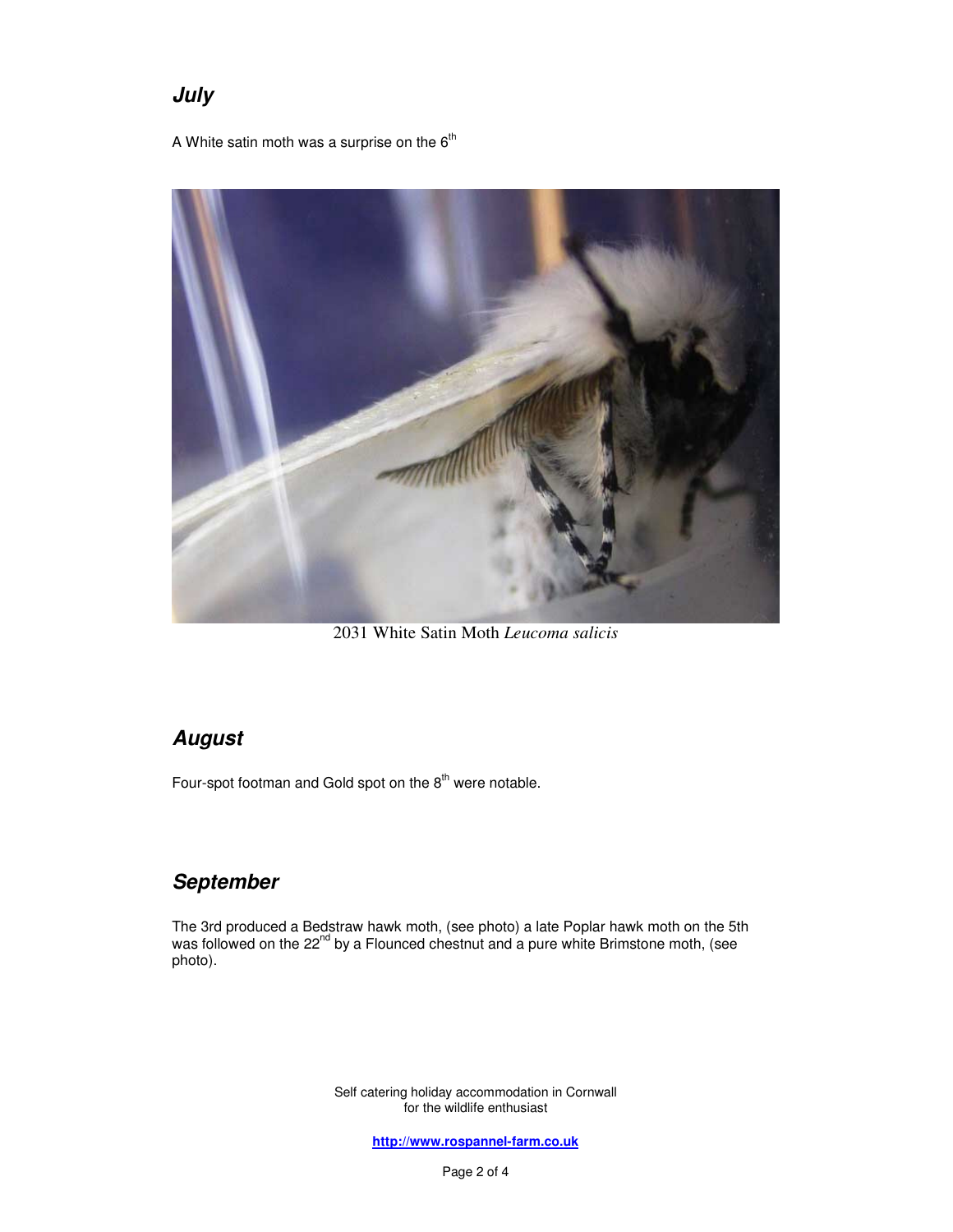## July

A White satin moth was a surprise on the 6th

2031 White Satin Moth *Leucoma salicis*

## August

Four-spot footman and Gold spot on the 8th were notable.

## September

The 3rd produced a Bedstraw hawk moth, (see photo) a late Poplar hawk moth on the 5th was followed on the 22nd by a Flounced chestnut and a pure white Brimstone moth, (see photo).

Self catering holiday accommodation in Cornwall
for the wildlife enthusiast

**http://www.rospannel-farm.co.uk**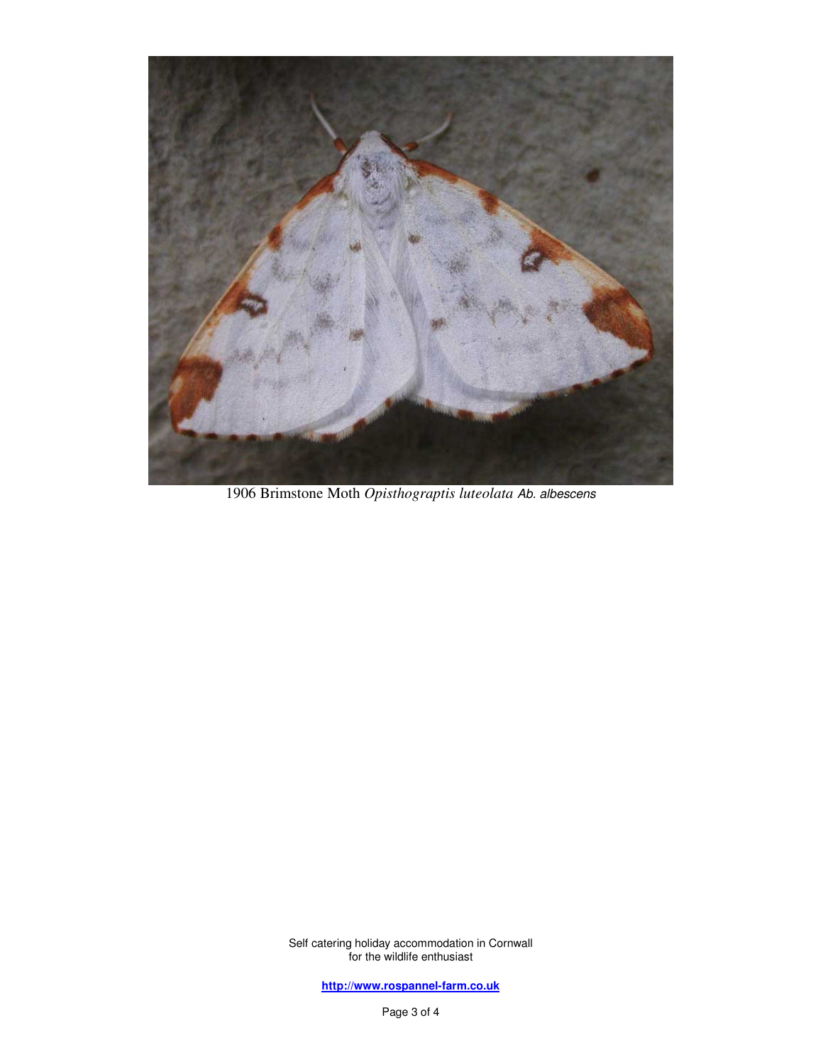1906 Brimstone Moth *Opisthograptis luteolata* *Ab. albescens*

Self catering holiday accommodation in Cornwall
for the wildlife enthusiast

**http://www.rospannel-farm.co.uk**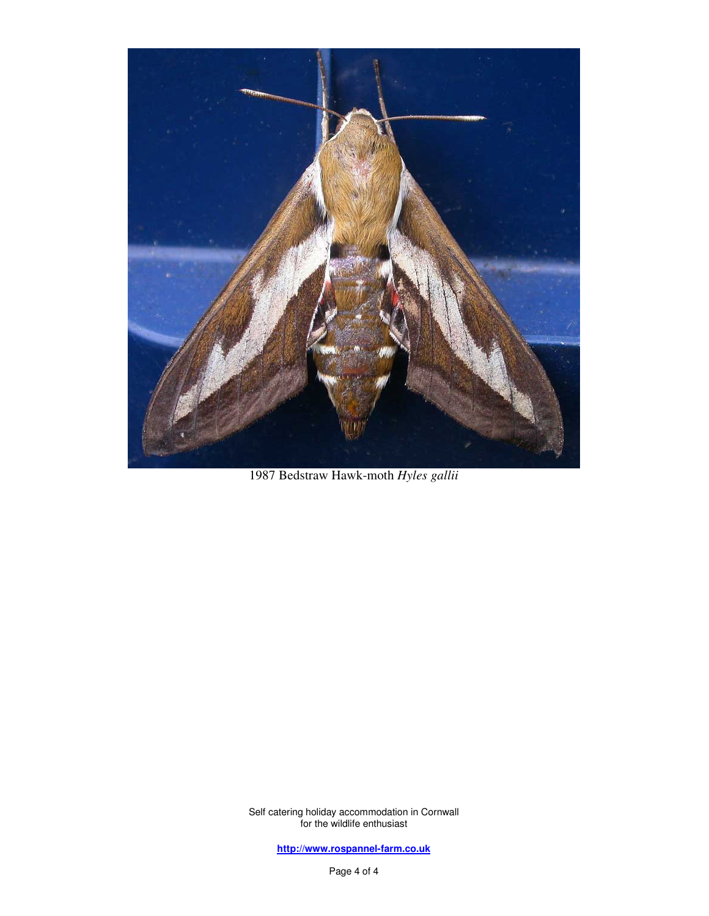1987 Bedstraw Hawk-moth *Hyles gallii*

Self catering holiday accommodation in Cornwall
for the wildlife enthusiast

**http://www.rospannel-farm.co.uk**